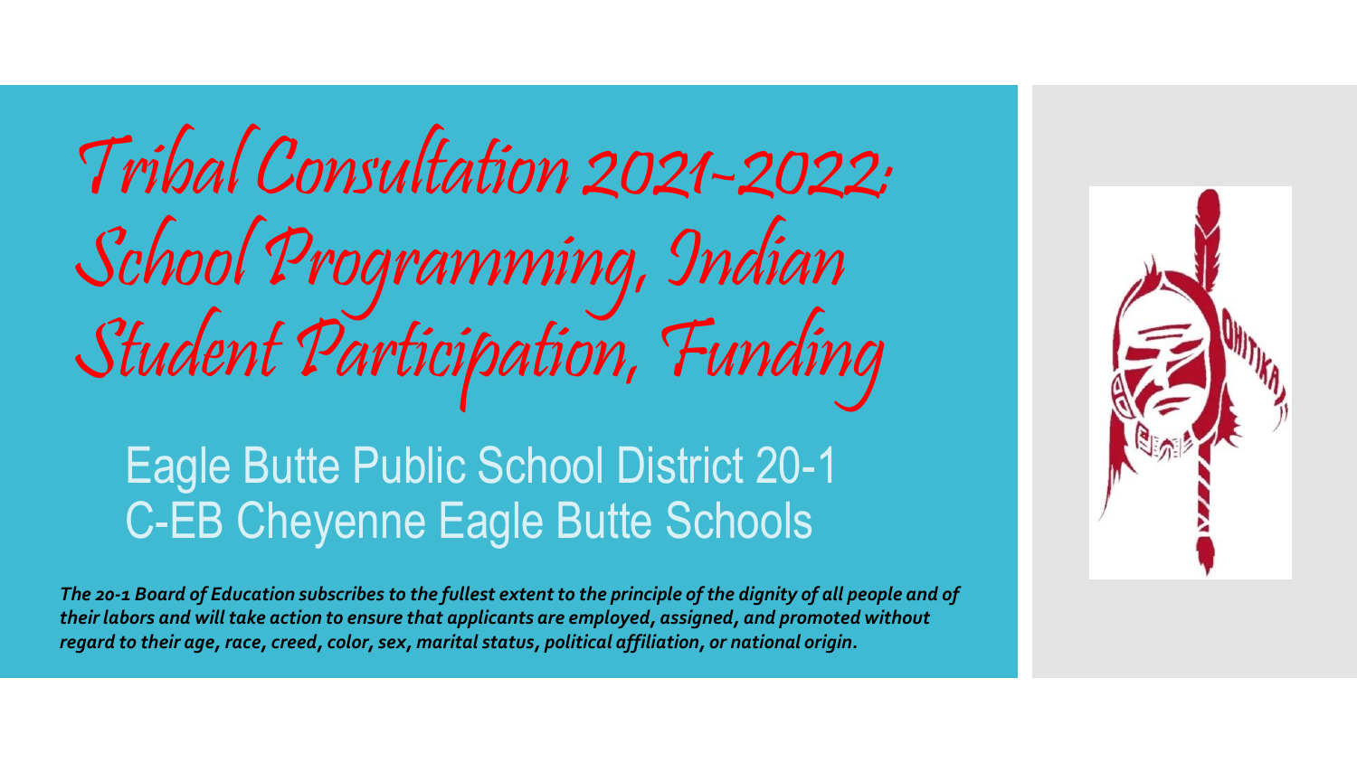# Tribal Consultation 2021-2022: School Programming, Indian Student Participation, Funding

Eagle Butte Public School District 20-1
C-EB Cheyenne Eagle Butte Schools

***The 20-1 Board of Education subscribes to the fullest extent to the principle of the dignity of all people and of their labors and will take action to ensure that applicants are employed, assigned, and promoted without regard to their age, race, creed, color, sex, marital status, political affiliation, or national origin.***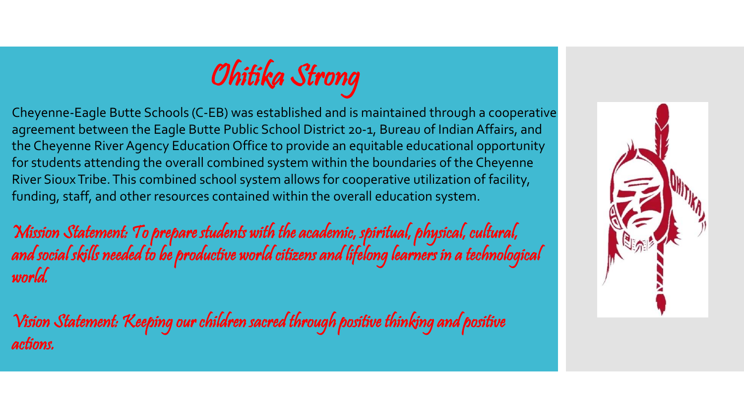# Ohitika Strong

Cheyenne-Eagle Butte Schools (C-EB) was established and is maintained through a cooperative agreement between the Eagle Butte Public School District 20-1, Bureau of Indian Affairs, and the Cheyenne River Agency Education Office to provide an equitable educational opportunity for students attending the overall combined system within the boundaries of the Cheyenne River Sioux Tribe. This combined school system allows for cooperative utilization of facility, funding, staff, and other resources contained within the overall education system.

*Mission Statement: To prepare students with the academic, spiritual, physical, cultural, and social skills needed to be productive world citizens and lifelong learners in a technological world.*

*Vision Statement: Keeping our children sacred through positive thinking and positive actions.*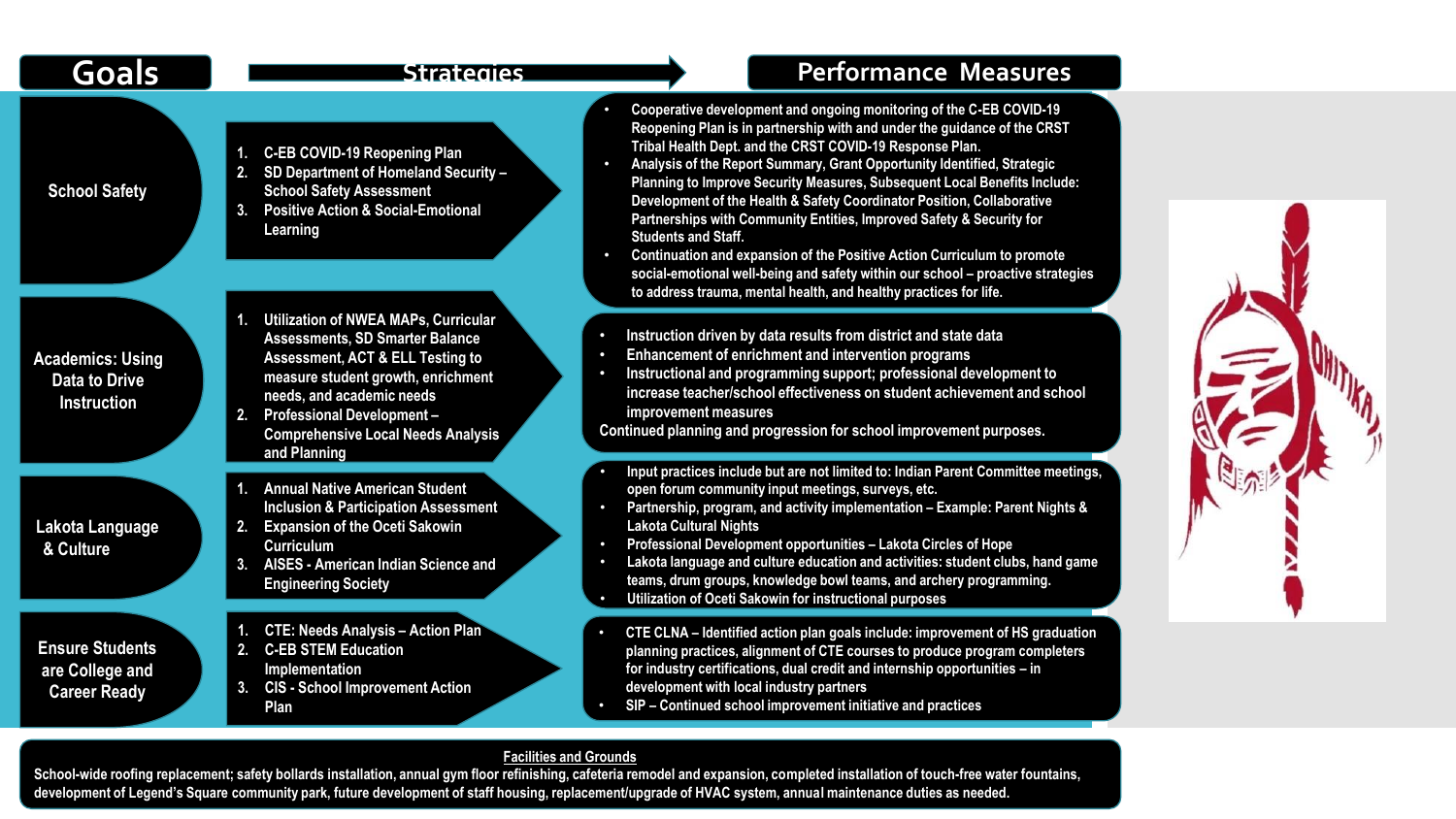| Goals | Strategies | Performance Measures |
| --- | --- | --- |
| School Safety | 1. C-EB COVID-19 Reopening Plan<br>2. SD Department of Homeland Security – School Safety Assessment<br>3. Positive Action & Social-Emotional Learning | • Cooperative development and ongoing monitoring of the C-EB COVID-19 Reopening Plan is in partnership with and under the guidance of the CRST Tribal Health Dept. and the CRST COVID-19 Response Plan.<br>• Analysis of the Report Summary, Grant Opportunity Identified, Strategic Planning to Improve Security Measures, Subsequent Local Benefits Include: Development of the Health & Safety Coordinator Position, Collaborative Partnerships with Community Entities, Improved Safety & Security for Students and Staff.<br>• Continuation and expansion of the Positive Action Curriculum to promote social-emotional well-being and safety within our school – proactive strategies to address trauma, mental health, and healthy practices for life. |
| Academics: Using Data to Drive Instruction | 1. Utilization of NWEA MAPs, Curricular Assessments, SD Smarter Balance Assessment, ACT & ELL Testing to measure student growth, enrichment needs, and academic needs<br>2. Professional Development – Comprehensive Local Needs Analysis and Planning | • Instruction driven by data results from district and state data<br>• Enhancement of enrichment and intervention programs<br>• Instructional and programming support; professional development to increase teacher/school effectiveness on student achievement and school improvement measures<br>Continued planning and progression for school improvement purposes. |
| Lakota Language & Culture | 1. Annual Native American Student Inclusion & Participation Assessment<br>2. Expansion of the Oceti Sakowin Curriculum<br>3. AISES - American Indian Science and Engineering Society | • Input practices include but are not limited to: Indian Parent Committee meetings, open forum community input meetings, surveys, etc.<br>• Partnership, program, and activity implementation – Example: Parent Nights & Lakota Cultural Nights<br>• Professional Development opportunities – Lakota Circles of Hope<br>• Lakota language and culture education and activities: student clubs, hand game teams, drum groups, knowledge bowl teams, and archery programming.<br>• Utilization of Oceti Sakowin for instructional purposes |
| Ensure Students are College and Career Ready | 1. CTE: Needs Analysis – Action Plan<br>2. C-EB STEM Education Implementation<br>3. CIS - School Improvement Action Plan | • CTE CLNA – Identified action plan goals include: improvement of HS graduation planning practices, alignment of CTE courses to produce program completers for industry certifications, dual credit and internship opportunities – in development with local industry partners<br>• SIP – Continued school improvement initiative and practices |

**Facilities and Grounds**

School-wide roofing replacement; safety bollards installation, annual gym floor refinishing, cafeteria remodel and expansion, completed installation of touch-free water fountains, development of Legend's Square community park, future development of staff housing, replacement/upgrade of HVAC system, annual maintenance duties as needed.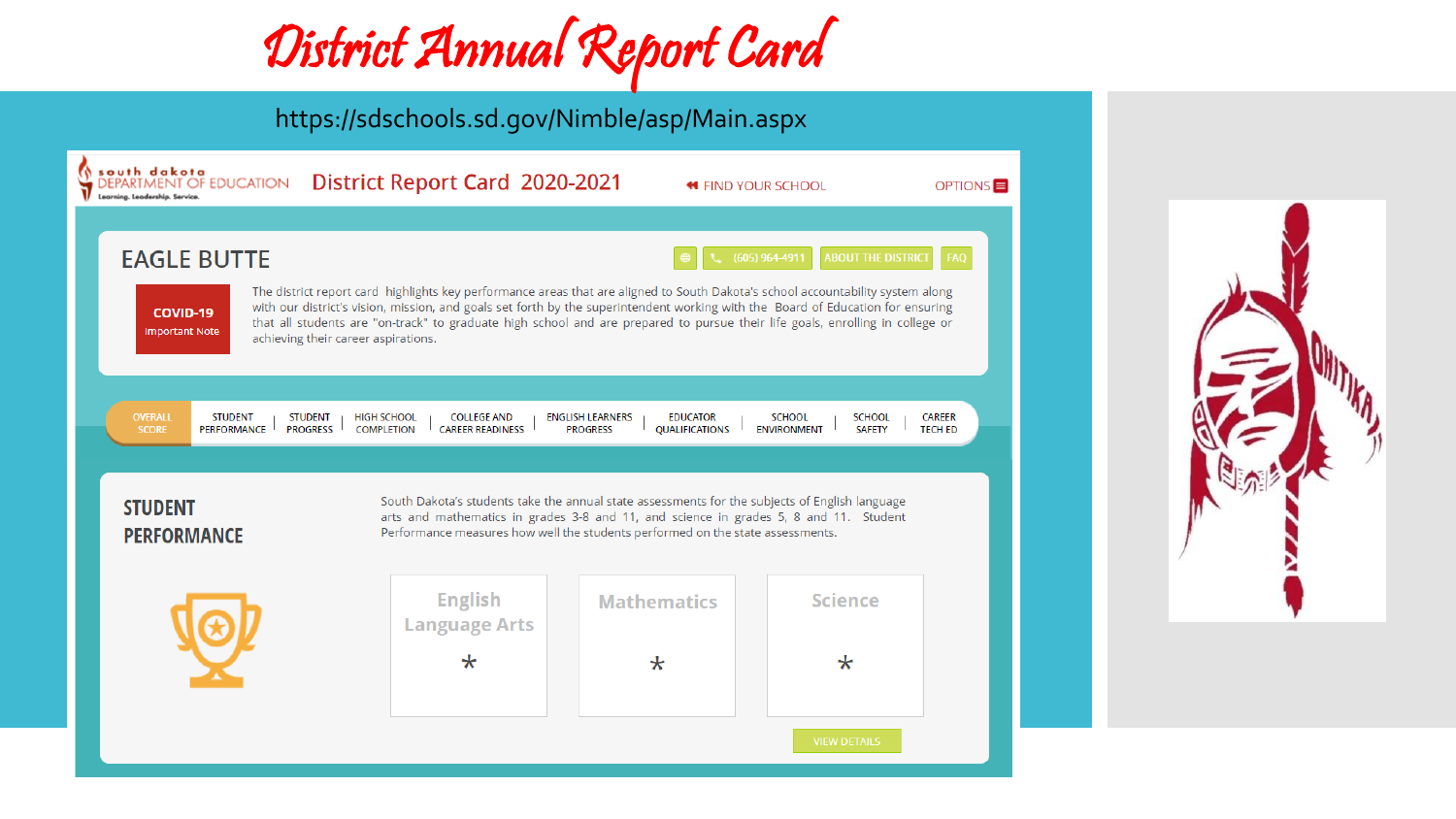# District Annual Report Card

https://sdschools.sd.gov/Nimble/asp/Main.aspx

south dakota DEPARTMENT OF EDUCATION
Learning. Leadership. Service.

District Report Card 2020-2021

FIND YOUR SCHOOL

OPTIONS

## EAGLE BUTTE

(605) 964-4911 | ABOUT THE DISTRICT | FAQ

**COVID-19**
Important Note

The district report card highlights key performance areas that are aligned to South Dakota's school accountability system along with our district's vision, mission, and goals set forth by the superintendent working with the Board of Education for ensuring that all students are "on-track" to graduate high school and are prepared to pursue their life goals, enrolling in college or achieving their career aspirations.

OVERALL SCORE | STUDENT PERFORMANCE | STUDENT PROGRESS | HIGH SCHOOL COMPLETION | COLLEGE AND CAREER READINESS | ENGLISH LEARNERS PROGRESS | EDUCATOR QUALIFICATIONS | SCHOOL ENVIRONMENT | SCHOOL SAFETY | CAREER TECH ED

## STUDENT PERFORMANCE

South Dakota's students take the annual state assessments for the subjects of English language arts and mathematics in grades 3-8 and 11, and science in grades 5, 8 and 11. Student Performance measures how well the students performed on the state assessments.

| English Language Arts | Mathematics | Science |
|---|---|---|
| * | * | * |

VIEW DETAILS

OHITIKA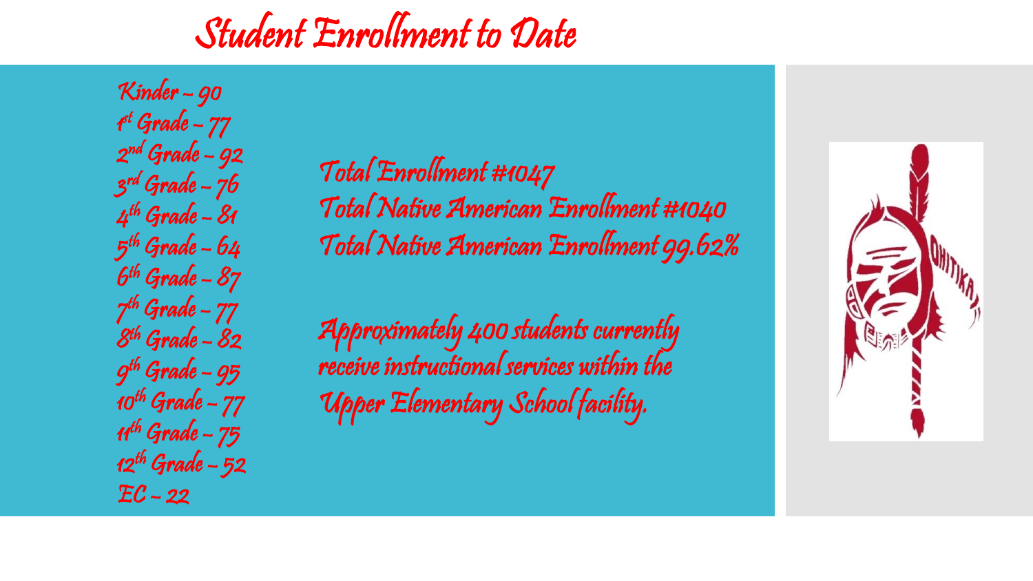# Student Enrollment to Date

- Kinder – 90
- 1st Grade – 77
- 2nd Grade – 92
- 3rd Grade – 76
- 4th Grade – 81
- 5th Grade – 64
- 6th Grade – 87
- 7th Grade – 77
- 8th Grade – 82
- 9th Grade – 95
- 10th Grade – 77
- 11th Grade – 75
- 12th Grade – 52
- EC – 22

Total Enrollment #1047

Total Native American Enrollment #1040

Total Native American Enrollment 99.62%

Approximately 400 students currently receive instructional services within the Upper Elementary School facility.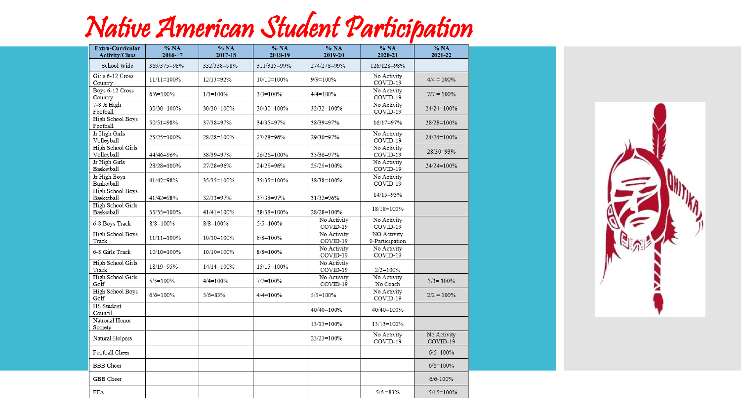# Native American Student Participation

| Extra-Curricular Activity/Class | % NA 2016-17 | % NA 2017-18 | % NA 2018-19 | % NA 2019-20 | % NA 2020-21 | % NA 2021-22 |
|---|---|---|---|---|---|---|
| School Wide | 369/375=98% | 332/338=98% | 311/315=99% | 274/278=99% | 126/128=98% | |
| Girls 6-12 Cross Country | 11/11=100% | 12/13=92% | 10/10=100% | 9/9=100% | No Activity COVID-19 | 4/4 = 100% |
| Boys 6-12 Cross Country | 6/6=100% | 1/1=100% | 3/3=100% | 4/4=100% | No Activity COVID-19 | 7/7 = 100% |
| 7-8 Jr High Football | 30/30=100% | 30/30=100% | 30/30=100% | 32/32=100% | No Activity COVID-19 | 24/24=100% |
| High School Boys Football | 50/51=98% | 37/38=97% | 34/35=97% | 38/39=97% | 16/17=97% | 28/28=100% |
| Jr High Girls Volleyball | 25/25=100% | 28/28=100% | 27/28=96% | 29/30=97% | No Activity COVID-19 | 24/24=100% |
| High School Girls Volleyball | 44/46=96% | 38/39=97% | 26/26=100% | 35/36=97% | No Activity COVID-19 | 28/30=93% |
| Jr High Girls Basketball | 28/28=100% | 27/28=96% | 24/25=96% | 25/25=100% | No Activity COVID-19 | 24/24=100% |
| Jr High Boys Basketball | 41/42=98% | 35/35=100% | 35/35=100% | 38/38=100% | No Activity COVID-19 | |
| High School Boys Basketball | 41/42=98% | 32/33=97% | 37/38=97% | 31/32=96% | 14/15=93% | |
| High School Girls Basketball | 35/35=100% | 41/41=100% | 38/38=100% | 28/28=100% | 18/18=100% | |
| 6-8 Boys Track | 8/8=100% | 8/8=100% | 5/5=100% | No Activity COVID-19 | No Activity COVID-19 | |
| High School Boys Track | 11/11=100% | 10/10=100% | 8/8=100% | No Activity COVID-19 | NO Activity 0-Participation | |
| 6-8 Girls Track | 10/10=100% | 10/10=100% | 8/8=100% | No Activity COVID-19 | No Activity COVID-19 | |
| High School Girls Track | 18/19=95% | 14/14=100% | 15/15=100% | No Activity COVID-19 | 2/2=100% | |
| High School Girls Golf | 5/5=100% | 4/4=100% | 7/7=100% | No Activity COVID-19 | No Activity No Coach | 3/3= 100% |
| High School Boys Golf | 6/6=100% | 5/6=83% | 4/4=100% | 5/5=100% | No Activity COVID-19 | 2/2 = 100% |
| HS Student Council | | | | 40/40=100% | 40/40=100% | |
| National Honor Society | | | | 13/13=100% | 13/13=100% | |
| Natural Helpers | | | | 23/23=100% | No Activity COVID-19 | No Activity COVID-19 |
| Football Cheer | | | | | | 6/6=100% |
| BBB Cheer | | | | | | 6/6=100% |
| GBB Cheer | | | | | | 6/6-100% |
| FFA | | | | | 5/6 =83% | 15/15=100% |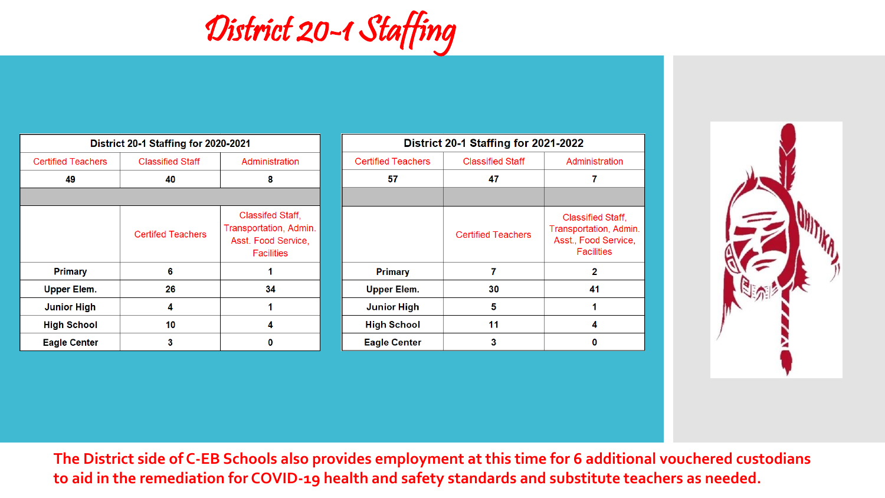# District 20-1 Staffing

| District 20-1 Staffing for 2020-2021 | | |
|---|---|---|
| Certified Teachers | Classified Staff | Administration |
| 49 | 40 | 8 |
| | Certifed Teachers | Classifed Staff, Transportation, Admin. Asst. Food Service, Facilities |
| Primary | 6 | 1 |
| Upper Elem. | 26 | 34 |
| Junior High | 4 | 1 |
| High School | 10 | 4 |
| Eagle Center | 3 | 0 |

| District 20-1 Staffing for 2021-2022 | | |
|---|---|---|
| Certified Teachers | Classified Staff | Administration |
| 57 | 47 | 7 |
| | Certified Teachers | Classified Staff, Transportation, Admin. Asst., Food Service, Facilities |
| Primary | 7 | 2 |
| Upper Elem. | 30 | 41 |
| Junior High | 5 | 1 |
| High School | 11 | 4 |
| Eagle Center | 3 | 0 |

**The District side of C-EB Schools also provides employment at this time for 6 additional vouchered custodians to aid in the remediation for COVID-19 health and safety standards and substitute teachers as needed.**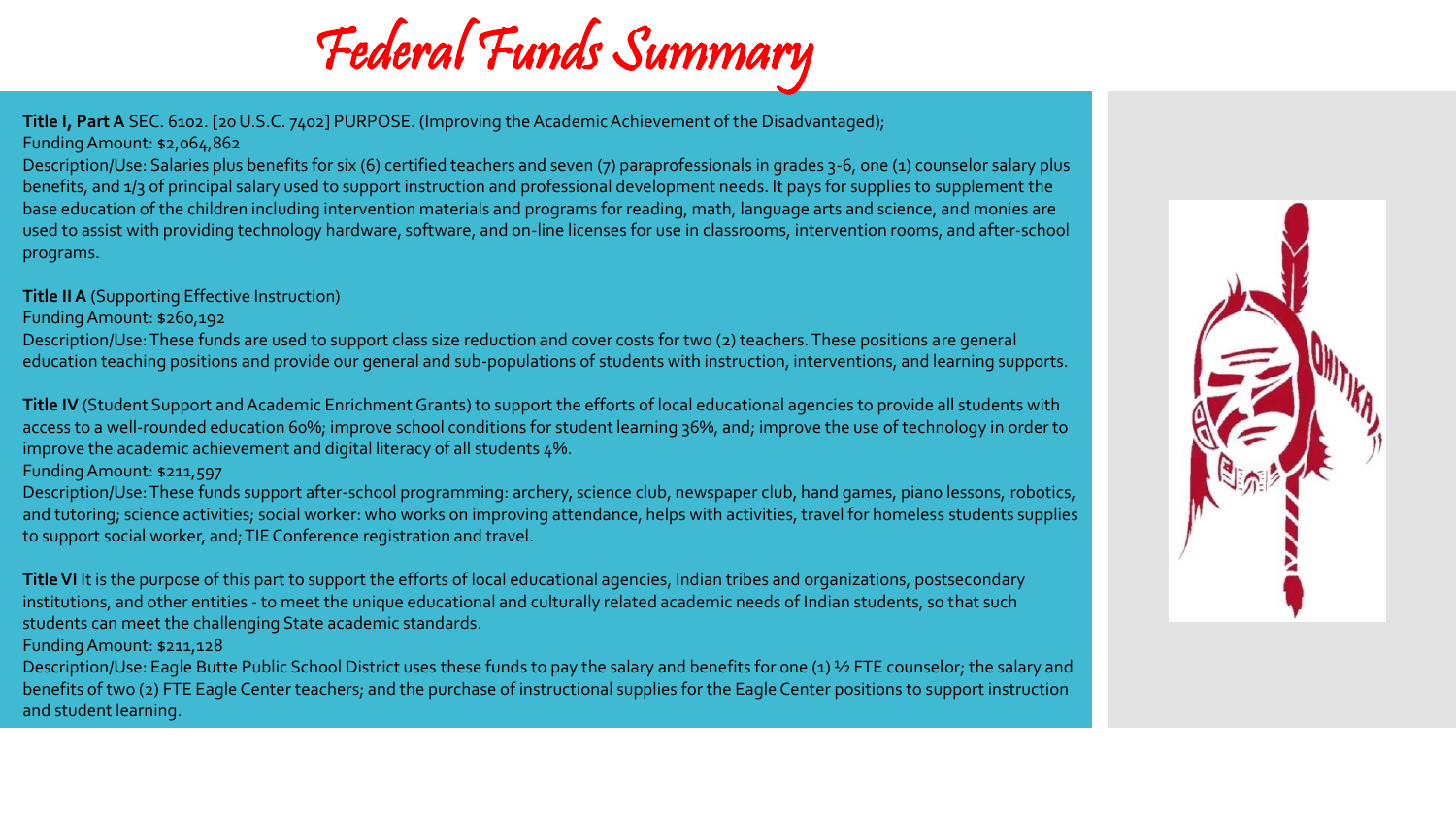# Federal Funds Summary

**Title I, Part A** SEC. 6102. [20 U.S.C. 7402] PURPOSE. (Improving the Academic Achievement of the Disadvantaged);
Funding Amount: $2,064,862
Description/Use: Salaries plus benefits for six (6) certified teachers and seven (7) paraprofessionals in grades 3-6, one (1) counselor salary plus benefits, and 1/3 of principal salary used to support instruction and professional development needs. It pays for supplies to supplement the base education of the children including intervention materials and programs for reading, math, language arts and science, and monies are used to assist with providing technology hardware, software, and on-line licenses for use in classrooms, intervention rooms, and after-school programs.

**Title II A** (Supporting Effective Instruction)
Funding Amount: $260,192
Description/Use: These funds are used to support class size reduction and cover costs for two (2) teachers. These positions are general education teaching positions and provide our general and sub-populations of students with instruction, interventions, and learning supports.

**Title IV** (Student Support and Academic Enrichment Grants) to support the efforts of local educational agencies to provide all students with access to a well-rounded education 60%; improve school conditions for student learning 36%, and; improve the use of technology in order to improve the academic achievement and digital literacy of all students 4%.
Funding Amount: $211,597
Description/Use: These funds support after-school programming: archery, science club, newspaper club, hand games, piano lessons, robotics, and tutoring; science activities; social worker: who works on improving attendance, helps with activities, travel for homeless students supplies to support social worker, and; TIE Conference registration and travel.

**Title VI** It is the purpose of this part to support the efforts of local educational agencies, Indian tribes and organizations, postsecondary institutions, and other entities - to meet the unique educational and culturally related academic needs of Indian students, so that such students can meet the challenging State academic standards.
Funding Amount: $211,128
Description/Use: Eagle Butte Public School District uses these funds to pay the salary and benefits for one (1) ½ FTE counselor; the salary and benefits of two (2) FTE Eagle Center teachers; and the purchase of instructional supplies for the Eagle Center positions to support instruction and student learning.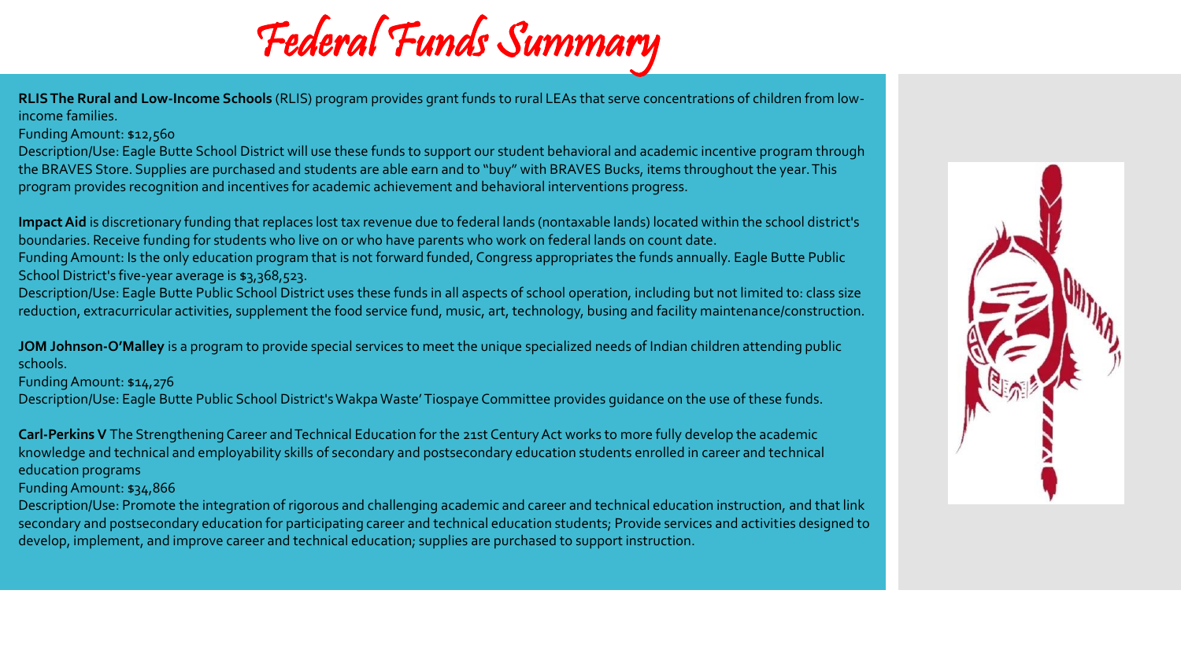# Federal Funds Summary

**RLIS The Rural and Low-Income Schools** (RLIS) program provides grant funds to rural LEAs that serve concentrations of children from low-income families.

Funding Amount: $12,560

Description/Use: Eagle Butte School District will use these funds to support our student behavioral and academic incentive program through the BRAVES Store. Supplies are purchased and students are able earn and to "buy" with BRAVES Bucks, items throughout the year. This program provides recognition and incentives for academic achievement and behavioral interventions progress.

**Impact Aid** is discretionary funding that replaces lost tax revenue due to federal lands (nontaxable lands) located within the school district's boundaries. Receive funding for students who live on or who have parents who work on federal lands on count date.

Funding Amount: Is the only education program that is not forward funded, Congress appropriates the funds annually. Eagle Butte Public School District's five-year average is $3,368,523.

Description/Use: Eagle Butte Public School District uses these funds in all aspects of school operation, including but not limited to: class size reduction, extracurricular activities, supplement the food service fund, music, art, technology, busing and facility maintenance/construction.

**JOM Johnson-O'Malley** is a program to provide special services to meet the unique specialized needs of Indian children attending public schools.

Funding Amount: $14,276

Description/Use: Eagle Butte Public School District's Wakpa Waste' Tiospaye Committee provides guidance on the use of these funds.

**Carl-Perkins V** The Strengthening Career and Technical Education for the 21st Century Act works to more fully develop the academic knowledge and technical and employability skills of secondary and postsecondary education students enrolled in career and technical education programs

Funding Amount: $34,866

Description/Use: Promote the integration of rigorous and challenging academic and career and technical education instruction, and that link secondary and postsecondary education for participating career and technical education students; Provide services and activities designed to develop, implement, and improve career and technical education; supplies are purchased to support instruction.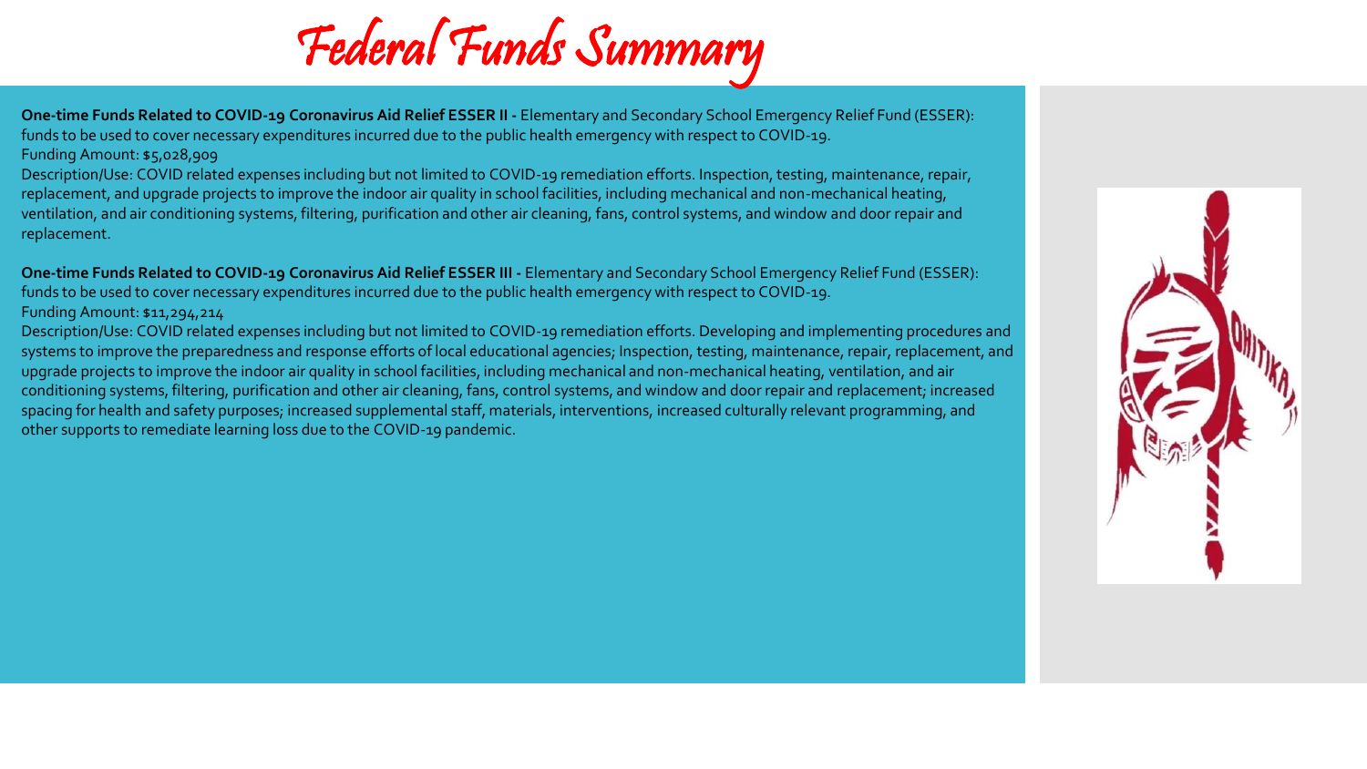# Federal Funds Summary

**One-time Funds Related to COVID-19 Coronavirus Aid Relief ESSER II -** Elementary and Secondary School Emergency Relief Fund (ESSER): funds to be used to cover necessary expenditures incurred due to the public health emergency with respect to COVID-19.
Funding Amount: $5,028,909
Description/Use: COVID related expenses including but not limited to COVID-19 remediation efforts. Inspection, testing, maintenance, repair, replacement, and upgrade projects to improve the indoor air quality in school facilities, including mechanical and non-mechanical heating, ventilation, and air conditioning systems, filtering, purification and other air cleaning, fans, control systems, and window and door repair and replacement.

**One-time Funds Related to COVID-19 Coronavirus Aid Relief ESSER III -** Elementary and Secondary School Emergency Relief Fund (ESSER): funds to be used to cover necessary expenditures incurred due to the public health emergency with respect to COVID-19.
Funding Amount: $11,294,214
Description/Use: COVID related expenses including but not limited to COVID-19 remediation efforts. Developing and implementing procedures and systems to improve the preparedness and response efforts of local educational agencies; Inspection, testing, maintenance, repair, replacement, and upgrade projects to improve the indoor air quality in school facilities, including mechanical and non-mechanical heating, ventilation, and air conditioning systems, filtering, purification and other air cleaning, fans, control systems, and window and door repair and replacement; increased spacing for health and safety purposes; increased supplemental staff, materials, interventions, increased culturally relevant programming, and other supports to remediate learning loss due to the COVID-19 pandemic.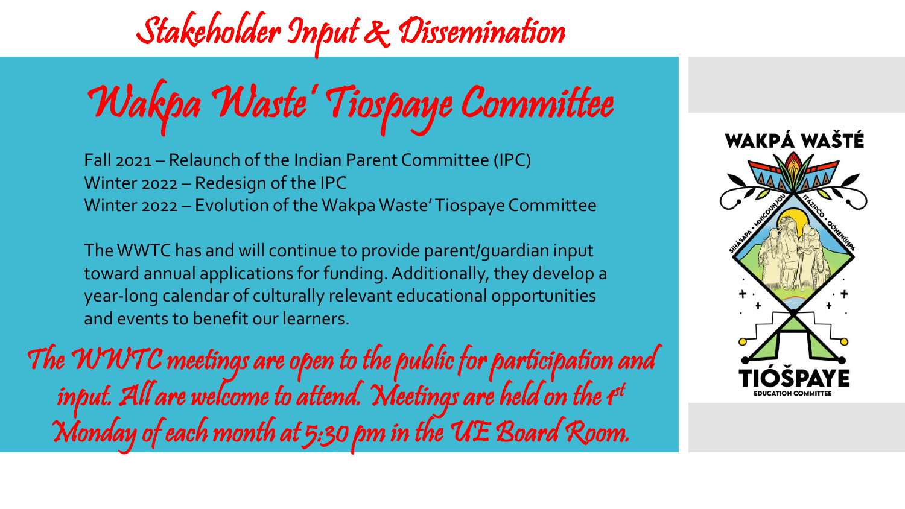# Stakeholder Input & Dissemination

## Wakpa Waste' Tiospaye Committee

Fall 2021 – Relaunch of the Indian Parent Committee (IPC)
Winter 2022 – Redesign of the IPC
Winter 2022 – Evolution of the Wakpa Waste' Tiospaye Committee

The WWTC has and will continue to provide parent/guardian input toward annual applications for funding. Additionally, they develop a year-long calendar of culturally relevant educational opportunities and events to benefit our learners.

The WWTC meetings are open to the public for participation and input. All are welcome to attend. Meetings are held on the 1st Monday of each month at 5:30 pm in the UE Board Room.

WAKPÁ WAŠTÉ

SIHÁSAPA • MNICOUNJOU • ITÁZIPČO • OOHENUNPA

TIÓŠPAYE
EDUCATION COMMITTEE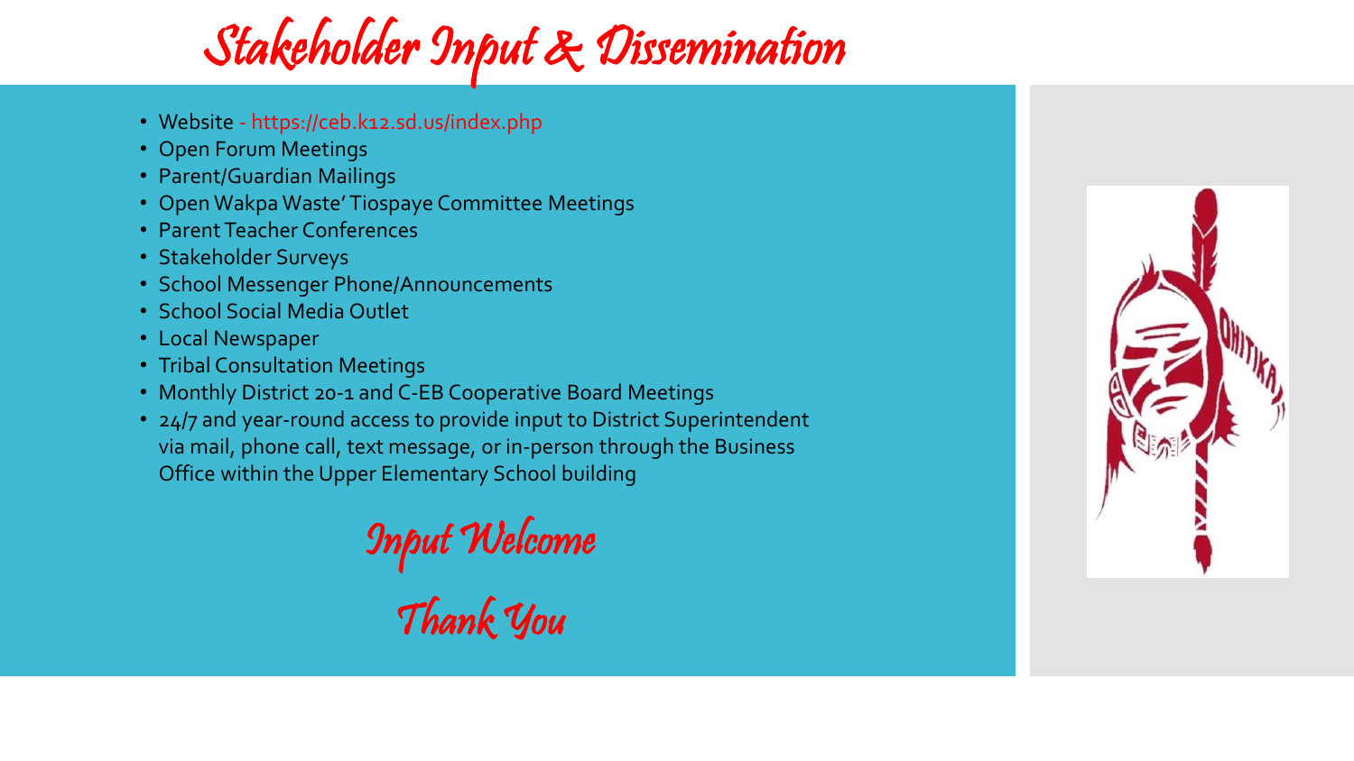# Stakeholder Input & Dissemination

- Website - https://ceb.k12.sd.us/index.php
- Open Forum Meetings
- Parent/Guardian Mailings
- Open Wakpa Waste' Tiospaye Committee Meetings
- Parent Teacher Conferences
- Stakeholder Surveys
- School Messenger Phone/Announcements
- School Social Media Outlet
- Local Newspaper
- Tribal Consultation Meetings
- Monthly District 20-1 and C-EB Cooperative Board Meetings
- 24/7 and year-round access to provide input to District Superintendent via mail, phone call, text message, or in-person through the Business Office within the Upper Elementary School building

*Input Welcome*

*Thank You*